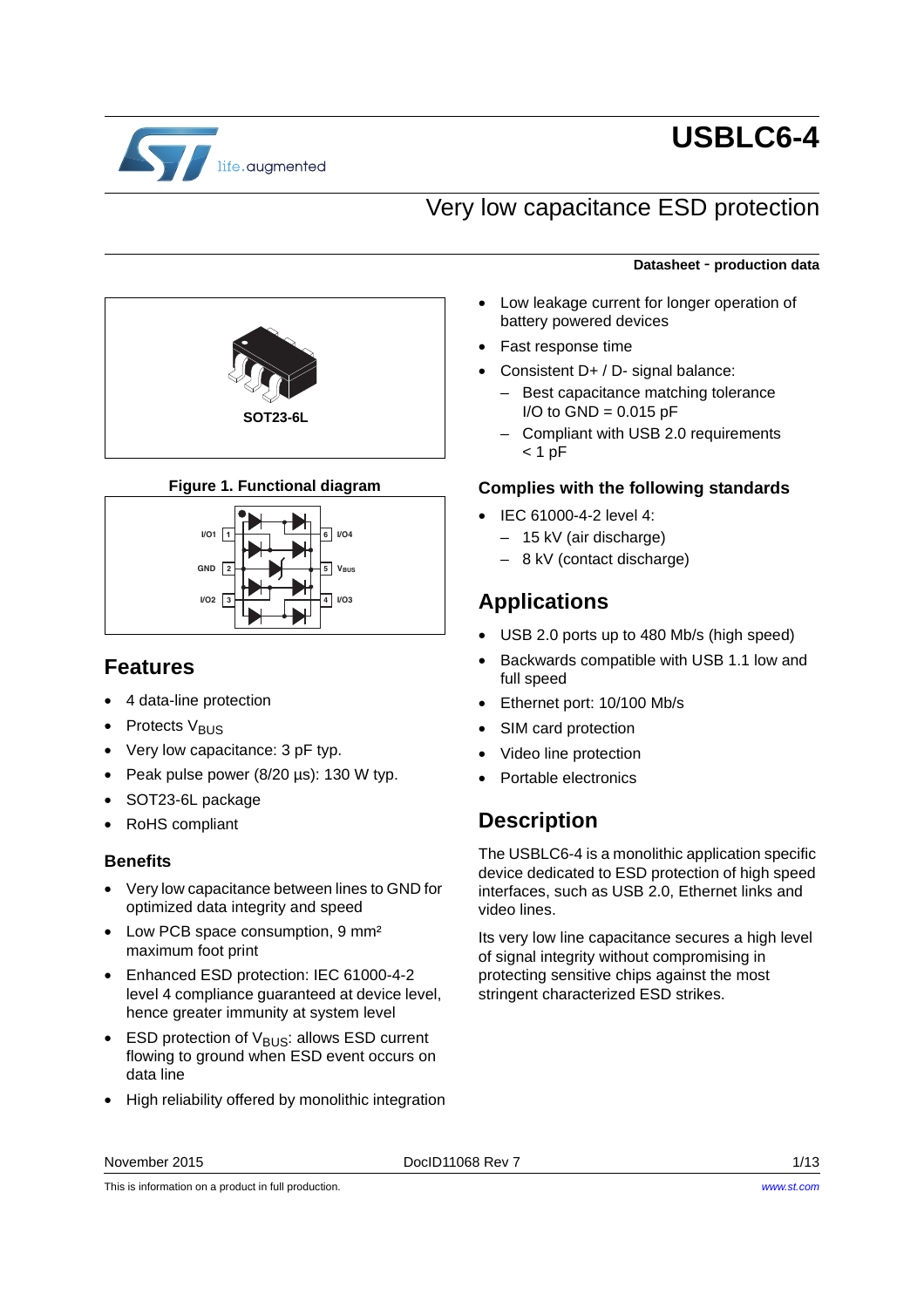# USBLC6-4

## Very low capacitance ESD protection

**Datasheet - production data**

SOT23-6L

**Figure 1. Functional diagram**

## Features

- 4 data-line protection
- Protects $V_{BUS}$
- Very low capacitance: 3 pF typ.
- Peak pulse power (8/20 µs): 130 W typ.
- SOT23-6L package
- RoHS compliant

### Benefits

- Very low capacitance between lines to GND for optimized data integrity and speed
- Low PCB space consumption, 9 mm² maximum foot print
- Enhanced ESD protection: IEC 61000-4-2 level 4 compliance guaranteed at device level, hence greater immunity at system level
- ESD protection of $V_{BUS}$: allows ESD current flowing to ground when ESD event occurs on data line
- High reliability offered by monolithic integration
- Low leakage current for longer operation of battery powered devices
- Fast response time
- Consistent D+ / D- signal balance:
  - Best capacitance matching tolerance I/O to GND = 0.015 pF
  - Compliant with USB 2.0 requirements < 1 pF

### Complies with the following standards

- IEC 61000-4-2 level 4:
  - 15 kV (air discharge)
  - 8 kV (contact discharge)

## Applications

- USB 2.0 ports up to 480 Mb/s (high speed)
- Backwards compatible with USB 1.1 low and full speed
- Ethernet port: 10/100 Mb/s
- SIM card protection
- Video line protection
- Portable electronics

## Description

The USBLC6-4 is a monolithic application specific device dedicated to ESD protection of high speed interfaces, such as USB 2.0, Ethernet links and video lines.

Its very low line capacitance secures a high level of signal integrity without compromising in protecting sensitive chips against the most stringent characterized ESD strikes.

November 2015 DocID11068 Rev 7

This is information on a product in full production. www.st.com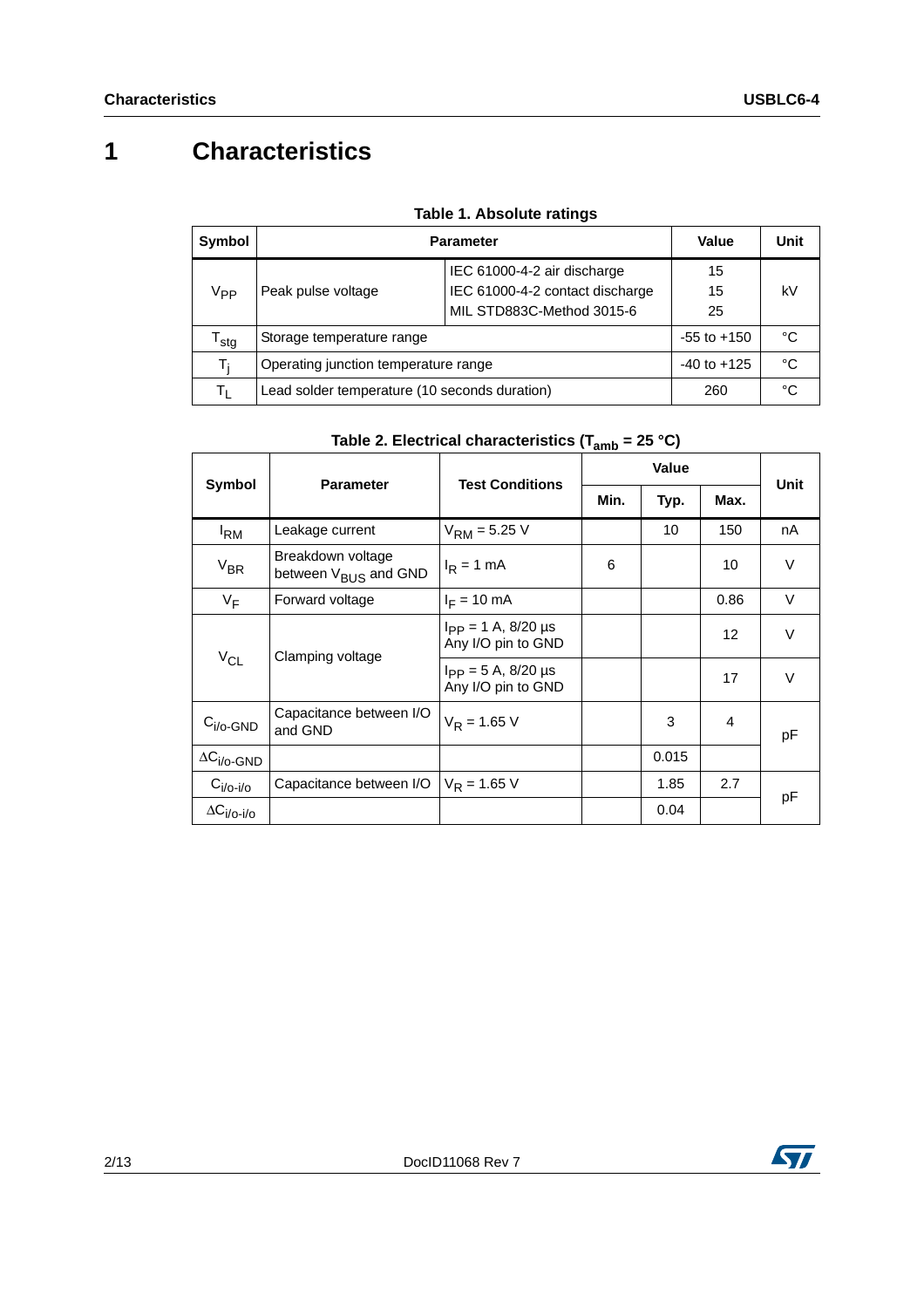# 1 Characteristics

**Table 1. Absolute ratings**

| Symbol | Parameter | | Value | Unit |
|---|---|---|---|---|
| $V_{PP}$ | Peak pulse voltage | IEC 61000-4-2 air discharge<br>IEC 61000-4-2 contact discharge<br>MIL STD883C-Method 3015-6 | 15<br>15<br>25 | kV |
| $T_{stg}$ | Storage temperature range | | -55 to +150 | °C |
| $T_j$ | Operating junction temperature range | | -40 to +125 | °C |
| $T_L$ | Lead solder temperature (10 seconds duration) | | 260 | °C |

**Table 2. Electrical characteristics ($T_{amb}$ = 25 °C)**

| Symbol | Parameter | Test Conditions | Value | | | Unit |
|---|---|---|---|---|---|---|
| | | | Min. | Typ. | Max. | |
| $I_{RM}$ | Leakage current | $V_{RM}$ = 5.25 V | | 10 | 150 | nA |
| $V_{BR}$ | Breakdown voltage between $V_{BUS}$ and GND | $I_R$ = 1 mA | 6 | | 10 | V |
| $V_F$ | Forward voltage | $I_F$ = 10 mA | | | 0.86 | V |
| $V_{CL}$ | Clamping voltage | $I_{PP}$ = 1 A, 8/20 µs Any I/O pin to GND | | | 12 | V |
| | | $I_{PP}$ = 5 A, 8/20 µs Any I/O pin to GND | | | 17 | V |
| $C_{i/o\text{-}GND}$ | Capacitance between I/O and GND | $V_R$ = 1.65 V | | 3 | 4 | pF |
| $\Delta C_{i/o\text{-}GND}$ | | | | 0.015 | | |
| $C_{i/o\text{-}i/o}$ | Capacitance between I/O | $V_R$ = 1.65 V | | 1.85 | 2.7 | pF |
| $\Delta C_{i/o\text{-}i/o}$ | | | | 0.04 | | |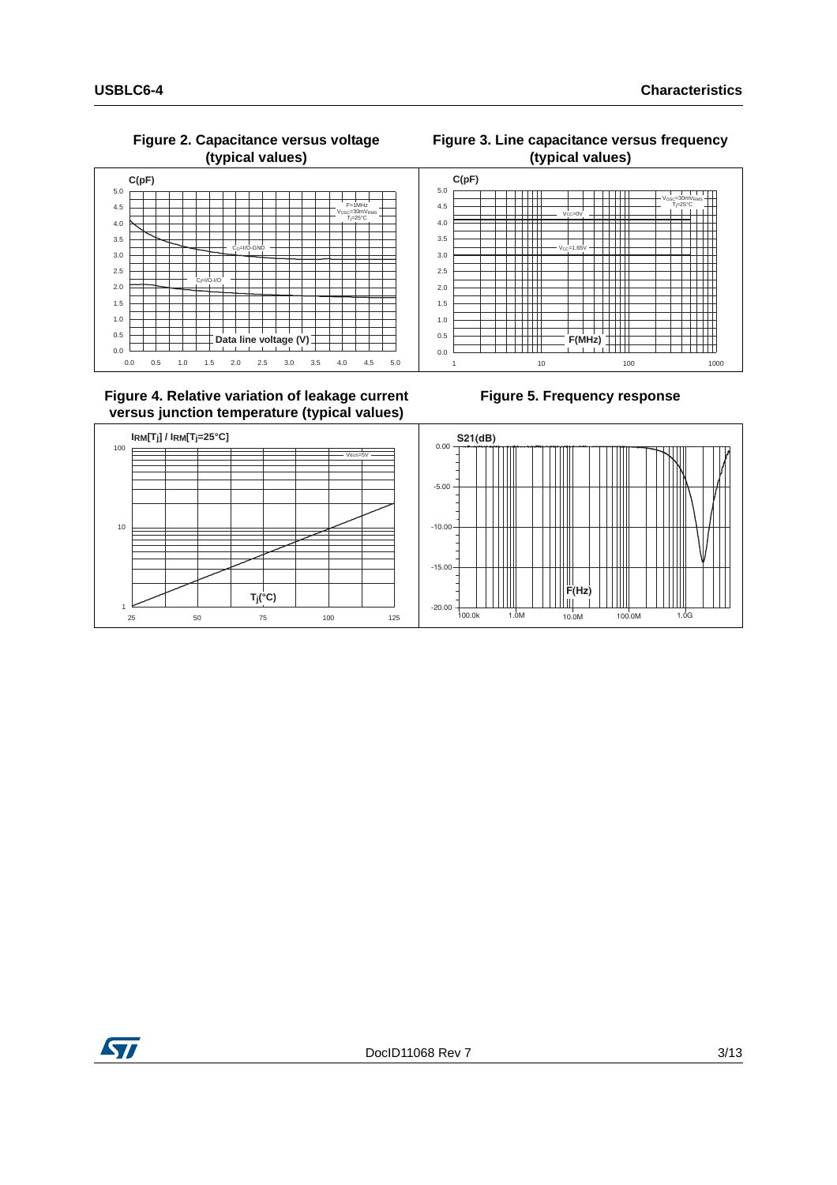**Figure 2. Capacitance versus voltage (typical values)**

**Figure 3. Line capacitance versus frequency (typical values)**

**Figure 4. Relative variation of leakage current versus junction temperature (typical values)**

**Figure 5. Frequency response**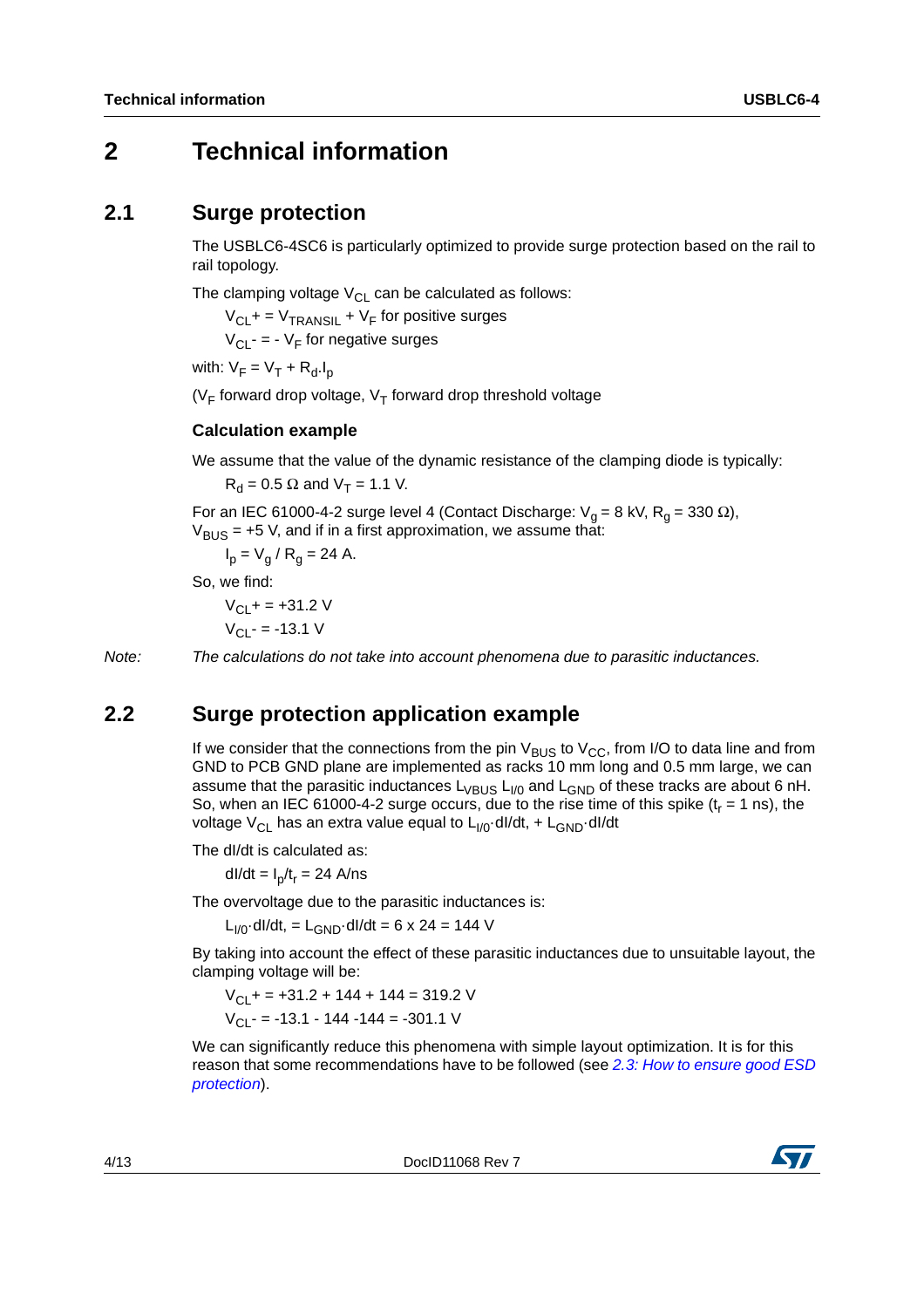# 2 Technical information

## 2.1 Surge protection

The USBLC6-4SC6 is particularly optimized to provide surge protection based on the rail to rail topology.

The clamping voltage $V_{CL}$ can be calculated as follows:

$V_{CL}+ = V_{TRANSIL} + V_F$ for positive surges

$V_{CL}- = - V_F$ for negative surges

with: $V_F = V_T + R_d.I_p$

($V_F$ forward drop voltage, $V_T$ forward drop threshold voltage

### Calculation example

We assume that the value of the dynamic resistance of the clamping diode is typically:

$R_d = 0.5\ \Omega$ and $V_T = 1.1$ V.

For an IEC 61000-4-2 surge level 4 (Contact Discharge: $V_g = 8$ kV, $R_g = 330\ \Omega$), $V_{BUS} = +5$ V, and if in a first approximation, we assume that:

$I_p = V_g / R_g = 24$ A.

So, we find:

$V_{CL}+ = +31.2$ V

$V_{CL}- = -13.1$ V

*Note: The calculations do not take into account phenomena due to parasitic inductances.*

## 2.2 Surge protection application example

If we consider that the connections from the pin $V_{BUS}$ to $V_{CC}$, from I/O to data line and from GND to PCB GND plane are implemented as racks 10 mm long and 0.5 mm large, we can assume that the parasitic inductances $L_{VBUS}$ $L_{I/0}$ and $L_{GND}$ of these tracks are about 6 nH. So, when an IEC 61000-4-2 surge occurs, due to the rise time of this spike ($t_r = 1$ ns), the voltage $V_{CL}$ has an extra value equal to $L_{I/0}{\cdot}dI/dt$, + $L_{GND}{\cdot}dI/dt$

The dI/dt is calculated as:

$dI/dt = I_p/t_r = 24$ A/ns

The overvoltage due to the parasitic inductances is:

$L_{I/0}{\cdot}dI/dt$, = $L_{GND}{\cdot}dI/dt = 6 \times 24 = 144$ V

By taking into account the effect of these parasitic inductances due to unsuitable layout, the clamping voltage will be:

$V_{CL}+ = +31.2 + 144 + 144 = 319.2$ V

$V_{CL}- = -13.1 - 144 -144 = -301.1$ V

We can significantly reduce this phenomena with simple layout optimization. It is for this reason that some recommendations have to be followed (see *2.3: How to ensure good ESD protection*).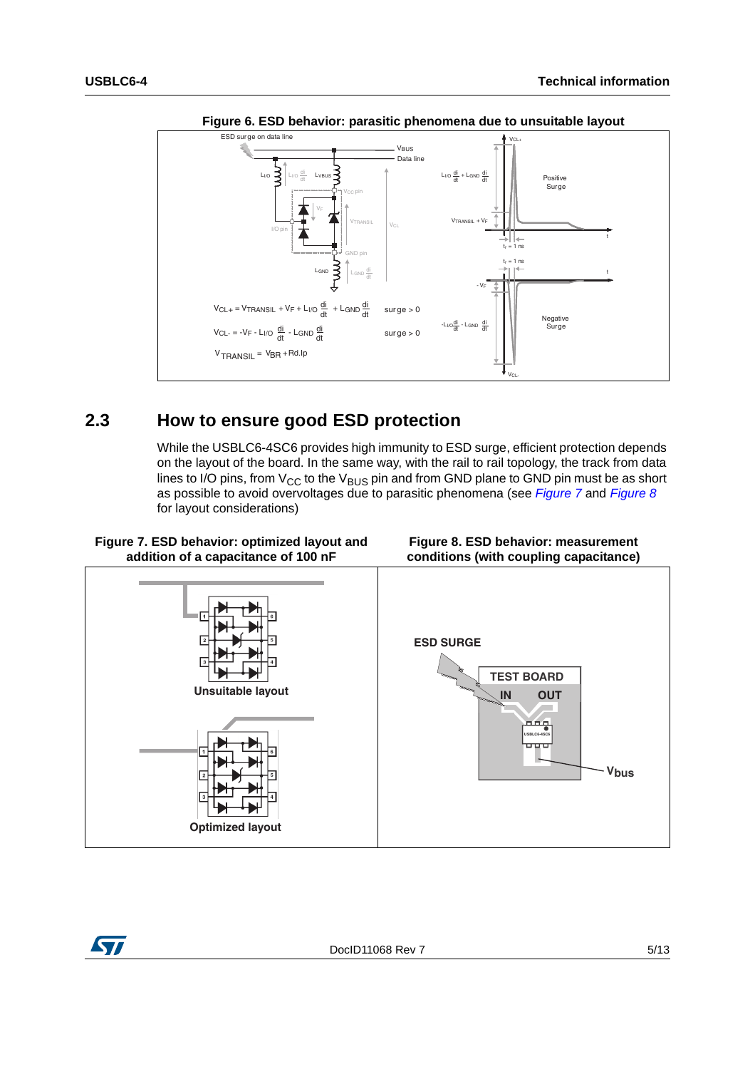Figure 6. ESD behavior: parasitic phenomena due to unsuitable layout

$$V_{CL+} = V_{TRANSIL} + V_F + L_{I/O}\frac{di}{dt} + L_{GND}\frac{di}{dt} \quad \text{surge} > 0$$

$$V_{CL-} = -V_F - L_{I/O}\frac{di}{dt} - L_{GND}\frac{di}{dt} \quad \text{surge} > 0$$

$$V_{TRANSIL} = V_{BR} + R_d . I_p$$

## 2.3 How to ensure good ESD protection

While the USBLC6-4SC6 provides high immunity to ESD surge, efficient protection depends on the layout of the board. In the same way, with the rail to rail topology, the track from data lines to I/O pins, from $V_{CC}$ to the $V_{BUS}$ pin and from GND plane to GND pin must be as short as possible to avoid overvoltages due to parasitic phenomena (see *Figure 7* and *Figure 8* for layout considerations)

Figure 7. ESD behavior: optimized layout and addition of a capacitance of 100 nF

Figure 8. ESD behavior: measurement conditions (with coupling capacitance)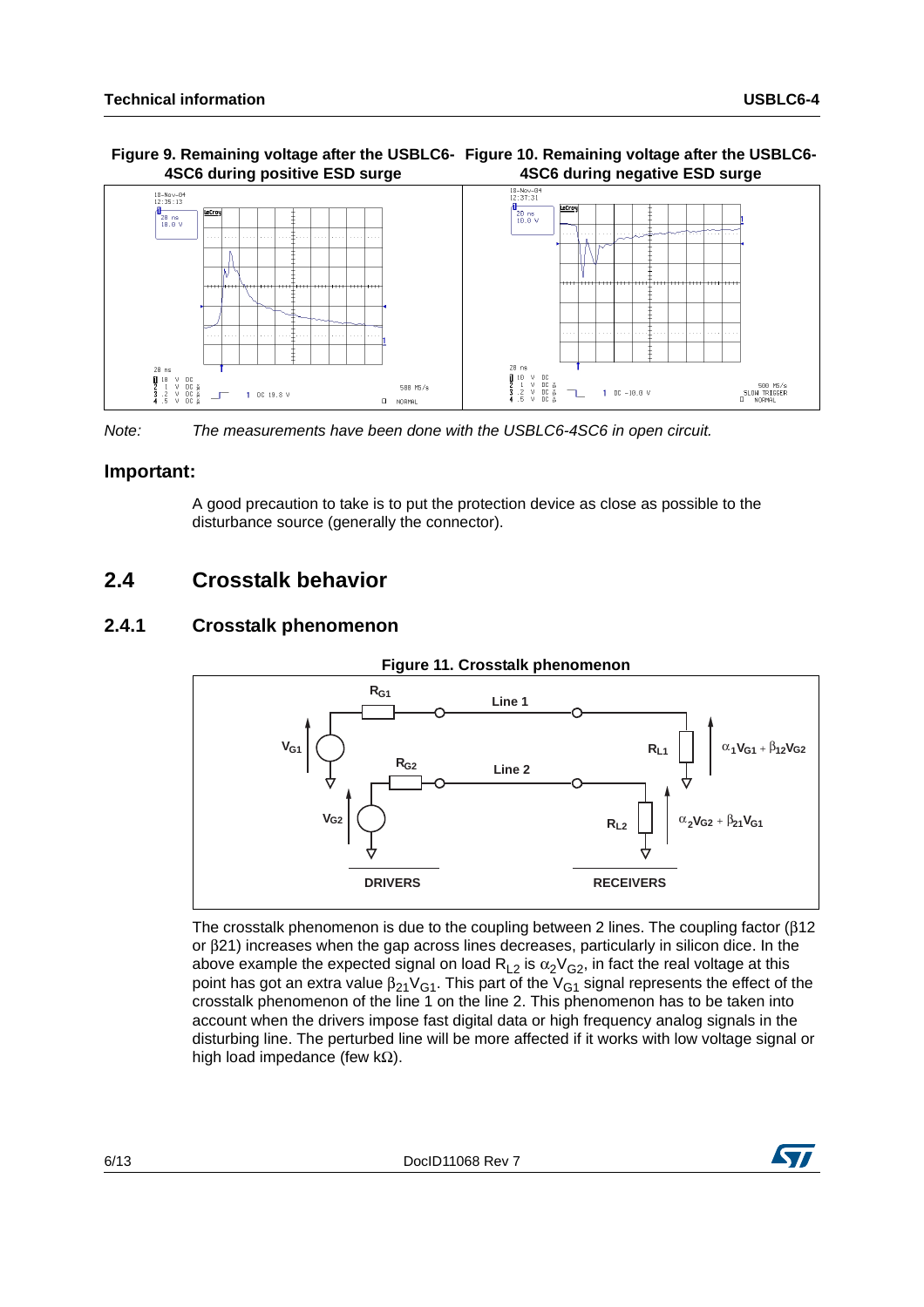**Figure 9. Remaining voltage after the USBLC6-4SC6 during positive ESD surge**

**Figure 10. Remaining voltage after the USBLC6-4SC6 during negative ESD surge**

*Note: The measurements have been done with the USBLC6-4SC6 in open circuit.*

### Important:

A good precaution to take is to put the protection device as close as possible to the disturbance source (generally the connector).

## 2.4 Crosstalk behavior

### 2.4.1 Crosstalk phenomenon

**Figure 11. Crosstalk phenomenon**

The crosstalk phenomenon is due to the coupling between 2 lines. The coupling factor (β12 or β21) increases when the gap across lines decreases, particularly in silicon dice. In the above example the expected signal on load $R_{L2}$ is $\alpha_2 V_{G2}$, in fact the real voltage at this point has got an extra value $\beta_{21} V_{G1}$. This part of the $V_{G1}$ signal represents the effect of the crosstalk phenomenon of the line 1 on the line 2. This phenomenon has to be taken into account when the drivers impose fast digital data or high frequency analog signals in the disturbing line. The perturbed line will be more affected if it works with low voltage signal or high load impedance (few kΩ).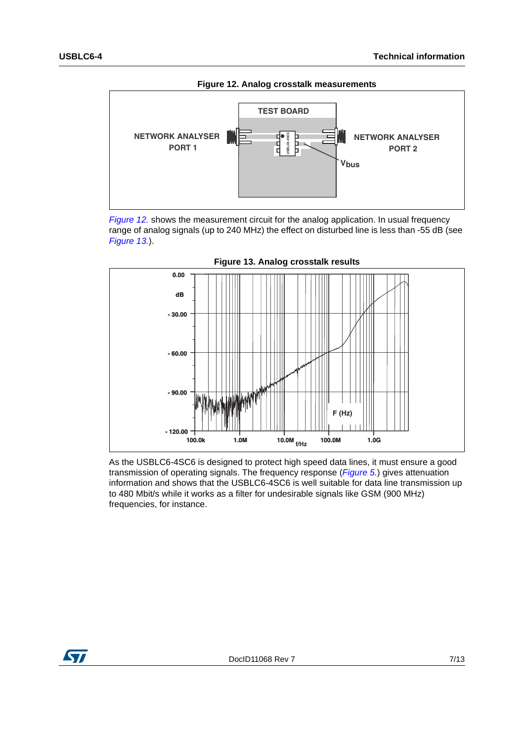**Figure 12. Analog crosstalk measurements**

*Figure 12.* shows the measurement circuit for the analog application. In usual frequency range of analog signals (up to 240 MHz) the effect on disturbed line is less than -55 dB (see *Figure 13.*).

**Figure 13. Analog crosstalk results**

As the USBLC6-4SC6 is designed to protect high speed data lines, it must ensure a good transmission of operating signals. The frequency response (*Figure 5.*) gives attenuation information and shows that the USBLC6-4SC6 is well suitable for data line transmission up to 480 Mbit/s while it works as a filter for undesirable signals like GSM (900 MHz) frequencies, for instance.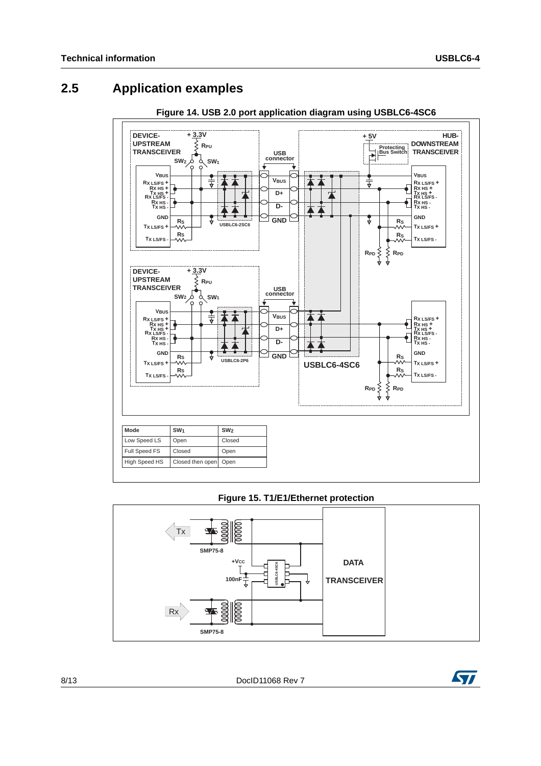## 2.5 Application examples

**Figure 14. USB 2.0 port application diagram using USBLC6-4SC6**

| Mode | $SW_1$ | $SW_2$ |
|---|---|---|
| Low Speed LS | Open | Closed |
| Full Speed FS | Closed | Open |
| High Speed HS | Closed then open | Open |

**Figure 15. T1/E1/Ethernet protection**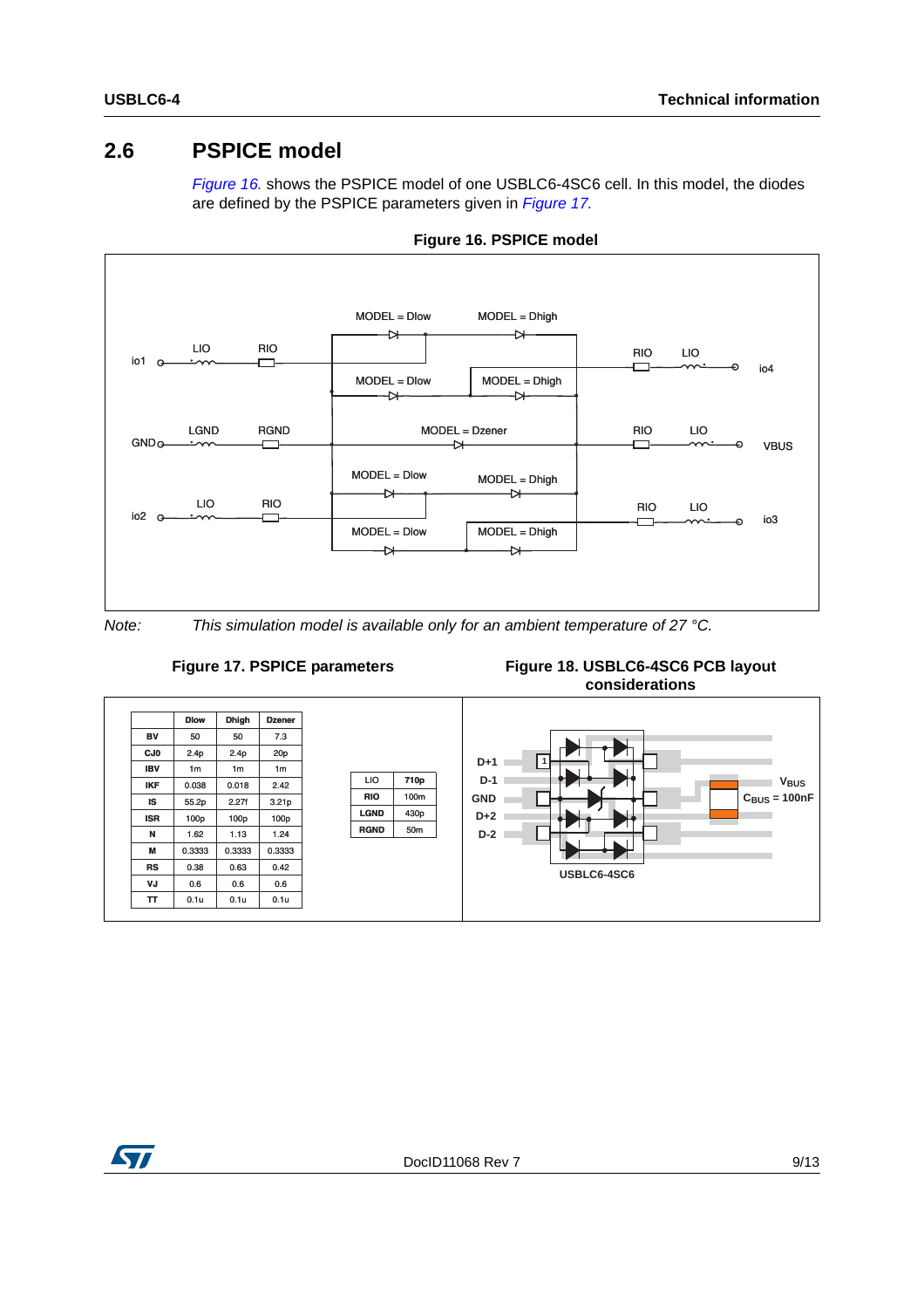## 2.6 PSPICE model

*Figure 16.* shows the PSPICE model of one USBLC6-4SC6 cell. In this model, the diodes are defined by the PSPICE parameters given in *Figure 17.*

**Figure 16. PSPICE model**

*Note: This simulation model is available only for an ambient temperature of 27 °C.*

**Figure 17. PSPICE parameters**

| | Dlow | Dhigh | Dzener |
|---|---|---|---|
| BV | 50 | 50 | 7.3 |
| CJ0 | 2.4p | 2.4p | 20p |
| IBV | 1m | 1m | 1m |
| IKF | 0.038 | 0.018 | 2.42 |
| IS | 55.2p | 2.27f | 3.21p |
| ISR | 100p | 100p | 100p |
| N | 1.62 | 1.13 | 1.24 |
| M | 0.3333 | 0.3333 | 0.3333 |
| RS | 0.38 | 0.63 | 0.42 |
| VJ | 0.6 | 0.6 | 0.6 |
| TT | 0.1u | 0.1u | 0.1u |

| | |
|---|---|
| LIO | 710p |
| RIO | 100m |
| LGND | 430p |
| RGND | 50m |

**Figure 18. USBLC6-4SC6 PCB layout considerations**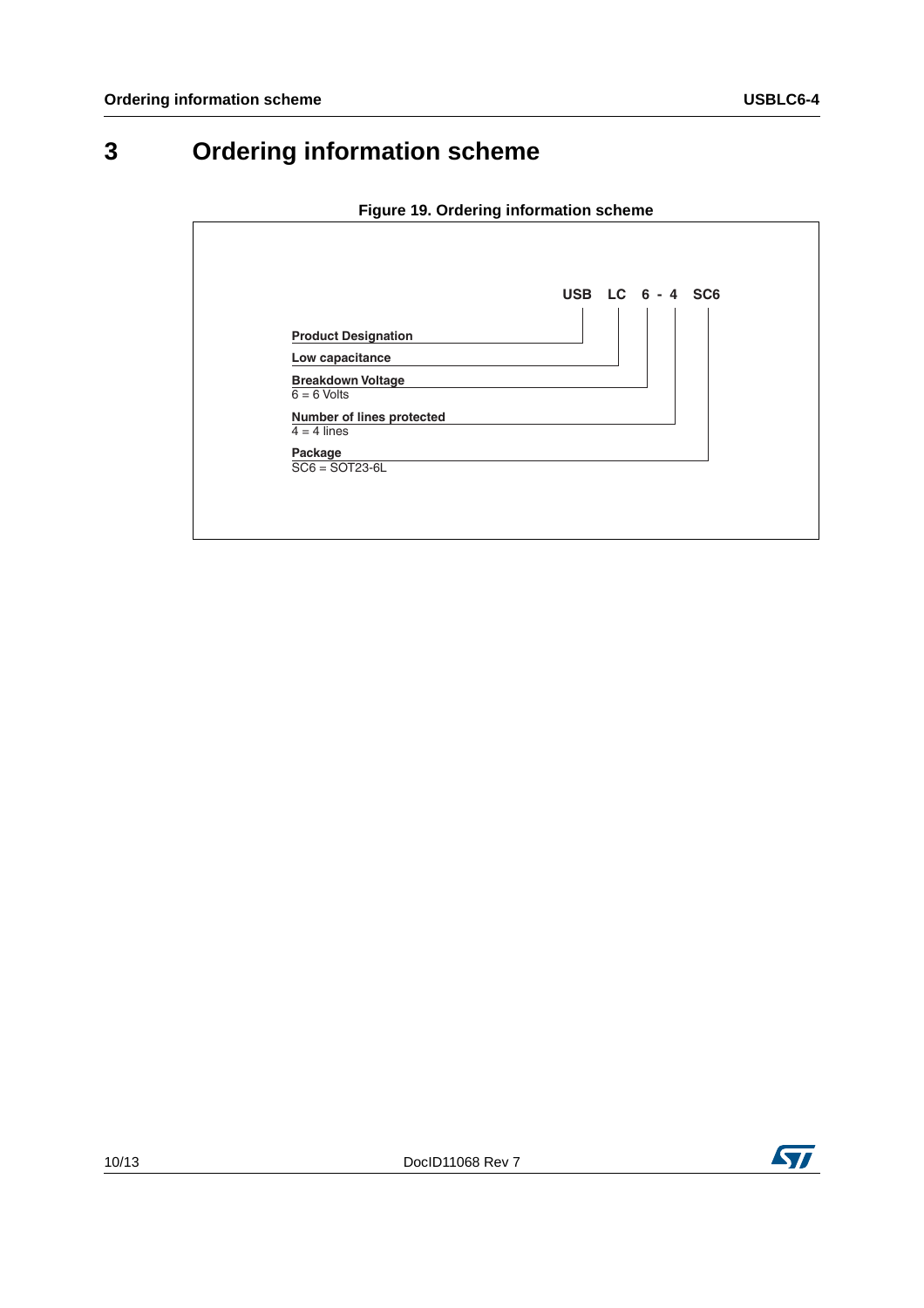# 3 Ordering information scheme

**Figure 19. Ordering information scheme**

**USB LC 6 - 4 SC6**

- **Product Designation** — USB
- **Low capacitance** — LC
- **Breakdown Voltage** — 6 = 6 Volts
- **Number of lines protected** — 4 = 4 lines
- **Package** — SC6 = SOT23-6L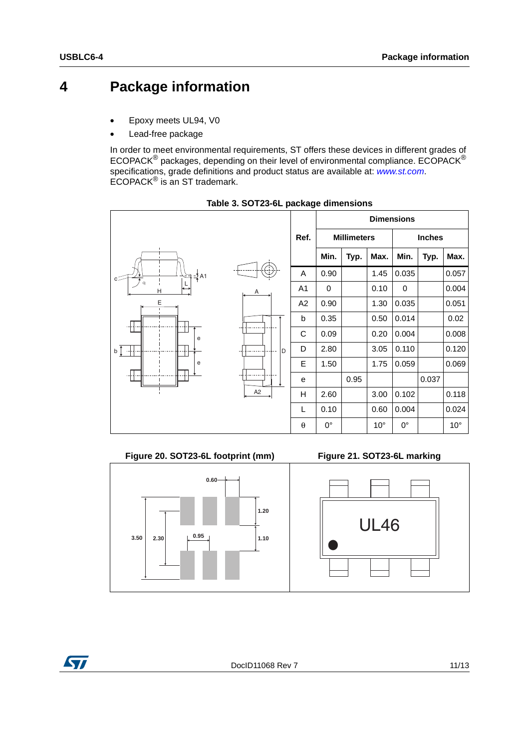# 4 Package information

- Epoxy meets UL94, V0
- Lead-free package

In order to meet environmental requirements, ST offers these devices in different grades of ECOPACK® packages, depending on their level of environmental compliance. ECOPACK® specifications, grade definitions and product status are available at: *www.st.com*. ECOPACK® is an ST trademark.

**Table 3. SOT23-6L package dimensions**

| Ref. | Dimensions | | | | | |
|---|---|---|---|---|---|---|
| | Millimeters | | | Inches | | |
| | Min. | Typ. | Max. | Min. | Typ. | Max. |
| A | 0.90 | | 1.45 | 0.035 | | 0.057 |
| A1 | 0 | | 0.10 | 0 | | 0.004 |
| A2 | 0.90 | | 1.30 | 0.035 | | 0.051 |
| b | 0.35 | | 0.50 | 0.014 | | 0.02 |
| C | 0.09 | | 0.20 | 0.004 | | 0.008 |
| D | 2.80 | | 3.05 | 0.110 | | 0.120 |
| E | 1.50 | | 1.75 | 0.059 | | 0.069 |
| e | | 0.95 | | | 0.037 | |
| H | 2.60 | | 3.00 | 0.102 | | 0.118 |
| L | 0.10 | | 0.60 | 0.004 | | 0.024 |
| θ | 0° | | 10° | 0° | | 10° |

**Figure 20. SOT23-6L footprint (mm)**

**Figure 21. SOT23-6L marking**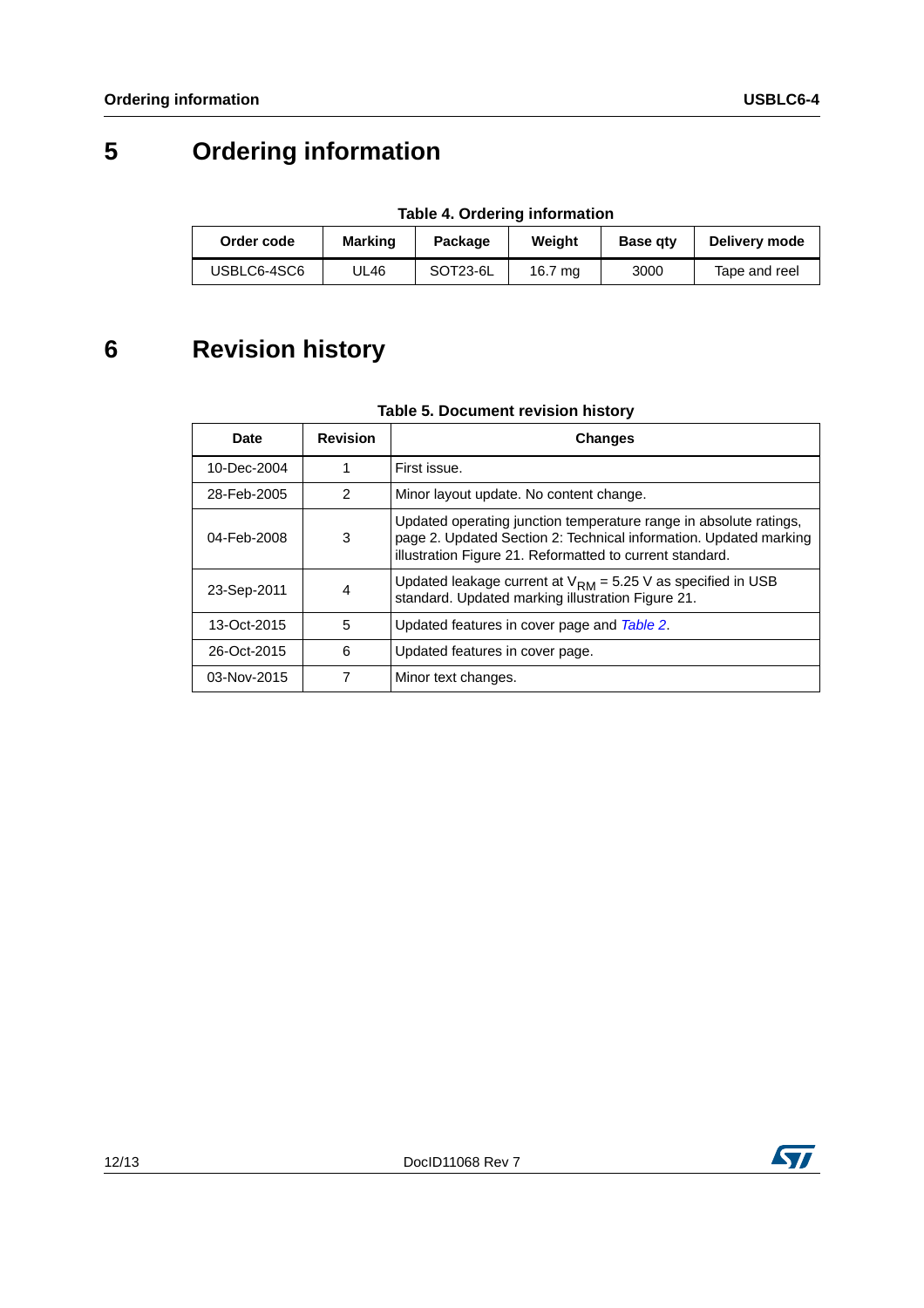# 5 Ordering information

**Table 4. Ordering information**

| Order code | Marking | Package | Weight | Base qty | Delivery mode |
|---|---|---|---|---|---|
| USBLC6-4SC6 | UL46 | SOT23-6L | 16.7 mg | 3000 | Tape and reel |

# 6 Revision history

**Table 5. Document revision history**

| Date | Revision | Changes |
|---|---|---|
| 10-Dec-2004 | 1 | First issue. |
| 28-Feb-2005 | 2 | Minor layout update. No content change. |
| 04-Feb-2008 | 3 | Updated operating junction temperature range in absolute ratings, page 2. Updated Section 2: Technical information. Updated marking illustration Figure 21. Reformatted to current standard. |
| 23-Sep-2011 | 4 | Updated leakage current at $V_{RM}$ = 5.25 V as specified in USB standard. Updated marking illustration Figure 21. |
| 13-Oct-2015 | 5 | Updated features in cover page and *Table 2*. |
| 26-Oct-2015 | 6 | Updated features in cover page. |
| 03-Nov-2015 | 7 | Minor text changes. |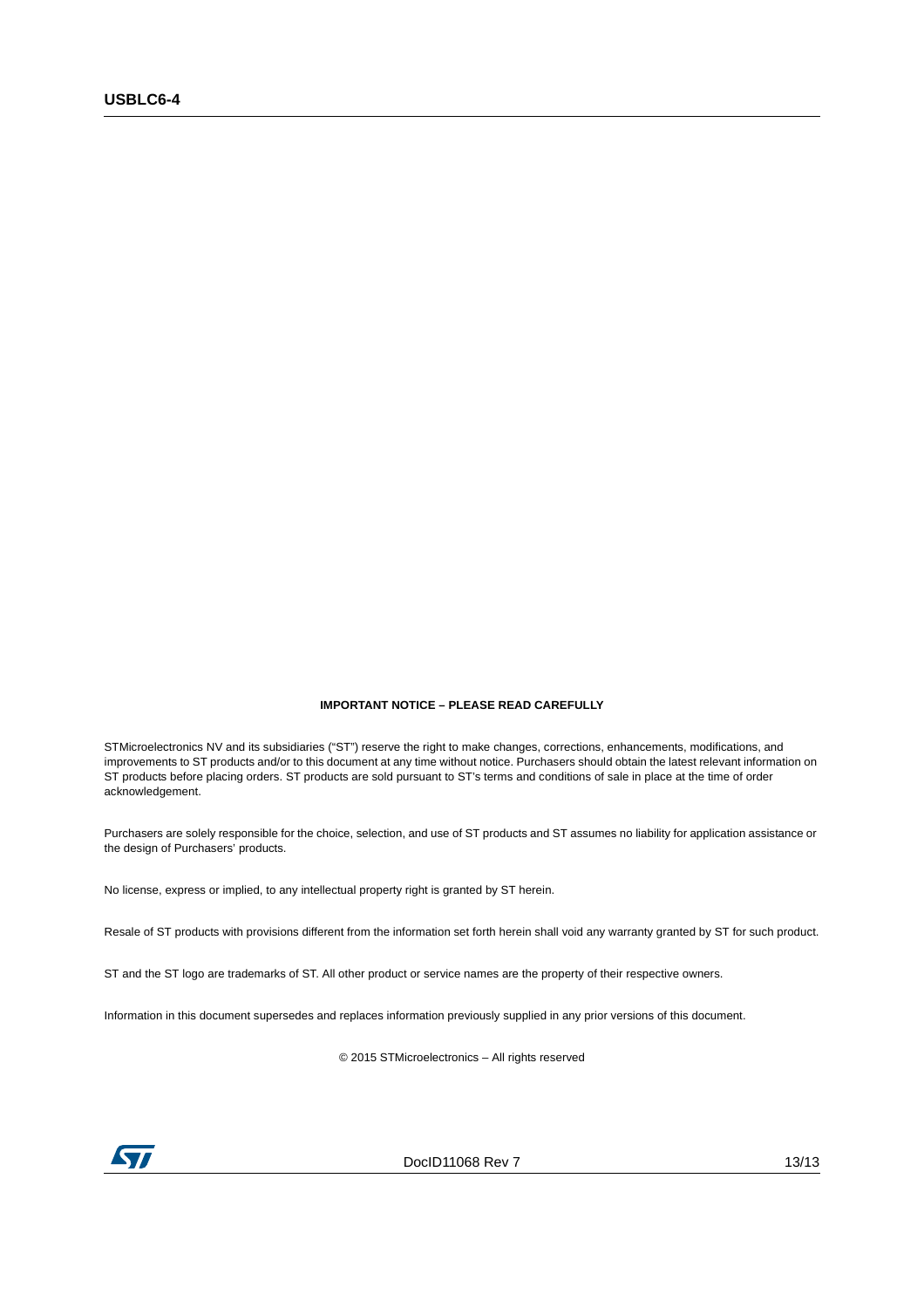**IMPORTANT NOTICE – PLEASE READ CAREFULLY**

STMicroelectronics NV and its subsidiaries ("ST") reserve the right to make changes, corrections, enhancements, modifications, and improvements to ST products and/or to this document at any time without notice. Purchasers should obtain the latest relevant information on ST products before placing orders. ST products are sold pursuant to ST's terms and conditions of sale in place at the time of order acknowledgement.

Purchasers are solely responsible for the choice, selection, and use of ST products and ST assumes no liability for application assistance or the design of Purchasers' products.

No license, express or implied, to any intellectual property right is granted by ST herein.

Resale of ST products with provisions different from the information set forth herein shall void any warranty granted by ST for such product.

ST and the ST logo are trademarks of ST. All other product or service names are the property of their respective owners.

Information in this document supersedes and replaces information previously supplied in any prior versions of this document.

© 2015 STMicroelectronics – All rights reserved